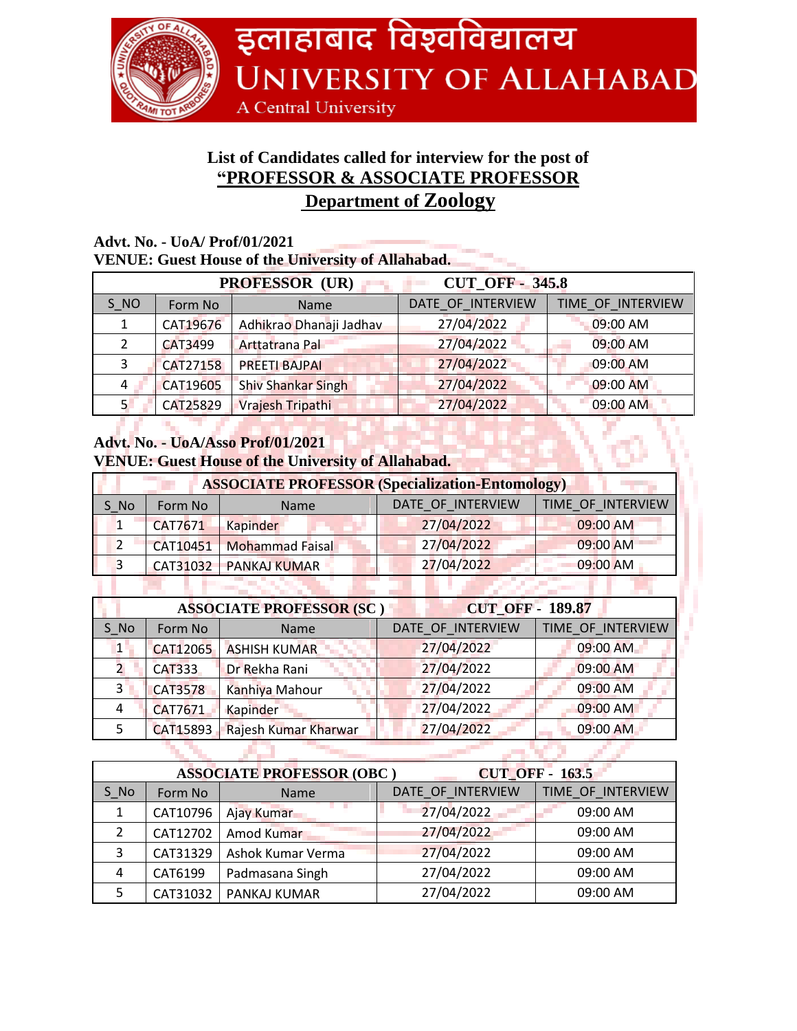# इलाहाबाद विश्वविद्यालय
# UNIVERSITY OF ALLAHABAD
A Central University

## List of Candidates called for interview for the post of "PROFESSOR & ASSOCIATE PROFESSOR
## Department of Zoology

**Advt. No. - UoA/ Prof/01/2021**
**VENUE: Guest House of the University of Allahabad.**

| PROFESSOR (UR) | | | CUT_OFF - 345.8 | |
|---|---|---|---|---|
| S_NO | Form No | Name | DATE_OF_INTERVIEW | TIME_OF_INTERVIEW |
| 1 | CAT19676 | Adhikrao Dhanaji Jadhav | 27/04/2022 | 09:00 AM |
| 2 | CAT3499 | Arttatrana Pal | 27/04/2022 | 09:00 AM |
| 3 | CAT27158 | PREETI BAJPAI | 27/04/2022 | 09:00 AM |
| 4 | CAT19605 | Shiv Shankar Singh | 27/04/2022 | 09:00 AM |
| 5 | CAT25829 | Vrajesh Tripathi | 27/04/2022 | 09:00 AM |

**Advt. No. - UoA/Asso Prof/01/2021**
**VENUE: Guest House of the University of Allahabad.**

| ASSOCIATE PROFESSOR (Specialization-Entomology) | | | | |
|---|---|---|---|---|
| S_No | Form No | Name | DATE_OF_INTERVIEW | TIME_OF_INTERVIEW |
| 1 | CAT7671 | Kapinder | 27/04/2022 | 09:00 AM |
| 2 | CAT10451 | Mohammad Faisal | 27/04/2022 | 09:00 AM |
| 3 | CAT31032 | PANKAJ KUMAR | 27/04/2022 | 09:00 AM |

| ASSOCIATE PROFESSOR (SC ) | | | CUT_OFF - 189.87 | |
|---|---|---|---|---|
| S_No | Form No | Name | DATE_OF_INTERVIEW | TIME_OF_INTERVIEW |
| 1 | CAT12065 | ASHISH KUMAR | 27/04/2022 | 09:00 AM |
| 2 | CAT333 | Dr Rekha Rani | 27/04/2022 | 09:00 AM |
| 3 | CAT3578 | Kanhiya Mahour | 27/04/2022 | 09:00 AM |
| 4 | CAT7671 | Kapinder | 27/04/2022 | 09:00 AM |
| 5 | CAT15893 | Rajesh Kumar Kharwar | 27/04/2022 | 09:00 AM |

| ASSOCIATE PROFESSOR (OBC ) | | | CUT_OFF - 163.5 | |
|---|---|---|---|---|
| S_No | Form No | Name | DATE_OF_INTERVIEW | TIME_OF_INTERVIEW |
| 1 | CAT10796 | Ajay Kumar | 27/04/2022 | 09:00 AM |
| 2 | CAT12702 | Amod Kumar | 27/04/2022 | 09:00 AM |
| 3 | CAT31329 | Ashok Kumar Verma | 27/04/2022 | 09:00 AM |
| 4 | CAT6199 | Padmasana Singh | 27/04/2022 | 09:00 AM |
| 5 | CAT31032 | PANKAJ KUMAR | 27/04/2022 | 09:00 AM |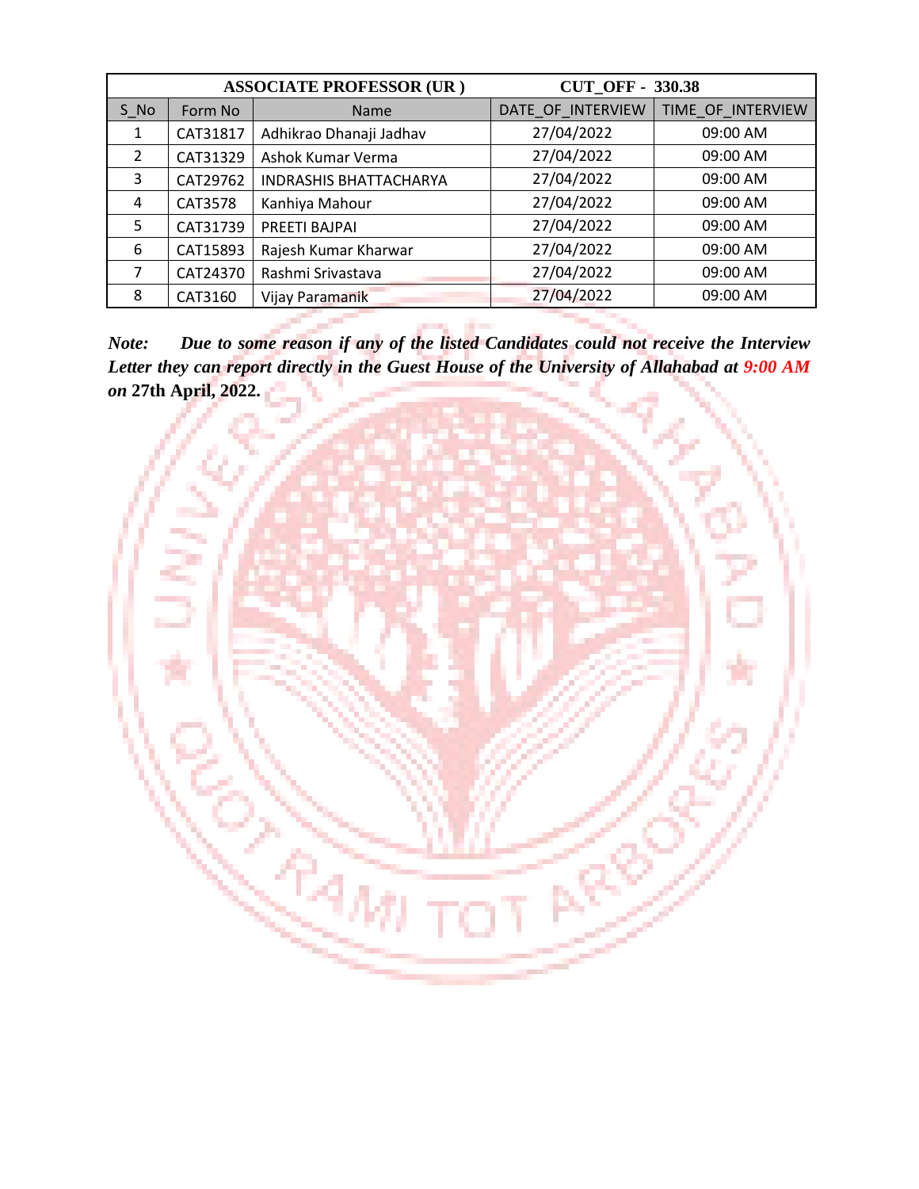| ASSOCIATE PROFESSOR (UR ) | | | CUT_OFF - 330.38 | |
|---|---|---|---|---|
| S_No | Form No | Name | DATE_OF_INTERVIEW | TIME_OF_INTERVIEW |
| 1 | CAT31817 | Adhikrao Dhanaji Jadhav | 27/04/2022 | 09:00 AM |
| 2 | CAT31329 | Ashok Kumar Verma | 27/04/2022 | 09:00 AM |
| 3 | CAT29762 | INDRASHIS BHATTACHARYA | 27/04/2022 | 09:00 AM |
| 4 | CAT3578 | Kanhiya Mahour | 27/04/2022 | 09:00 AM |
| 5 | CAT31739 | PREETI BAJPAI | 27/04/2022 | 09:00 AM |
| 6 | CAT15893 | Rajesh Kumar Kharwar | 27/04/2022 | 09:00 AM |
| 7 | CAT24370 | Rashmi Srivastava | 27/04/2022 | 09:00 AM |
| 8 | CAT3160 | Vijay Paramanik | 27/04/2022 | 09:00 AM |

***Note:*** ***Due to some reason if any of the listed Candidates could not receive the Interview Letter they can report directly in the Guest House of the University of Allahabad at 9:00 AM on*** **27th April, 2022.**